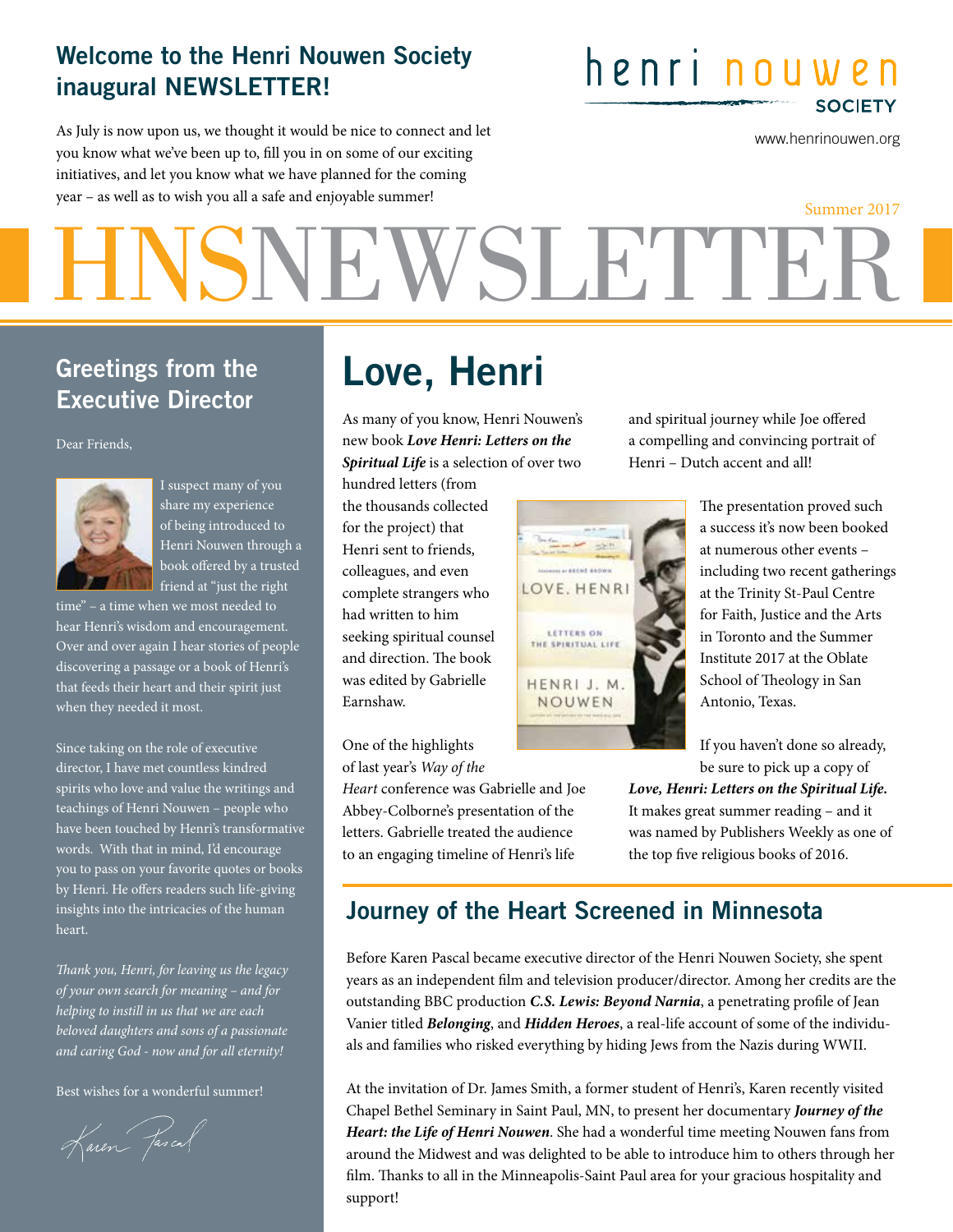## Welcome to the Henri Nouwen Society inaugural NEWSLETTER!

henri nouwen SOCIETY

www.henrinouwen.org

As July is now upon us, we thought it would be nice to connect and let you know what we've been up to, fill you in on some of our exciting initiatives, and let you know what we have planned for the coming year – as well as to wish you all a safe and enjoyable summer!

Summer 2017

# HNSNEWSLETTER

## Greetings from the Executive Director

Dear Friends,

I suspect many of you share my experience of being introduced to Henri Nouwen through a book offered by a trusted friend at "just the right time" – a time when we most needed to hear Henri's wisdom and encouragement. Over and over again I hear stories of people discovering a passage or a book of Henri's that feeds their heart and their spirit just when they needed it most.

Since taking on the role of executive director, I have met countless kindred spirits who love and value the writings and teachings of Henri Nouwen – people who have been touched by Henri's transformative words. With that in mind, I'd encourage you to pass on your favorite quotes or books by Henri. He offers readers such life-giving insights into the intricacies of the human heart.

*Thank you, Henri, for leaving us the legacy of your own search for meaning – and for helping to instill in us that we are each beloved daughters and sons of a passionate and caring God - now and for all eternity!*

Best wishes for a wonderful summer!

Karen Pascal

## Love, Henri

As many of you know, Henri Nouwen's new book ***Love Henri: Letters on the Spiritual Life*** is a selection of over two hundred letters (from the thousands collected for the project) that Henri sent to friends, colleagues, and even complete strangers who had written to him seeking spiritual counsel and direction. The book was edited by Gabrielle Earnshaw.

One of the highlights of last year's *Way of the Heart* conference was Gabrielle and Joe Abbey-Colborne's presentation of the letters. Gabrielle treated the audience to an engaging timeline of Henri's life and spiritual journey while Joe offered a compelling and convincing portrait of Henri – Dutch accent and all!

The presentation proved such a success it's now been booked at numerous other events – including two recent gatherings at the Trinity St-Paul Centre for Faith, Justice and the Arts in Toronto and the Summer Institute 2017 at the Oblate School of Theology in San Antonio, Texas.

If you haven't done so already, be sure to pick up a copy of ***Love, Henri: Letters on the Spiritual Life.*** It makes great summer reading – and it was named by Publishers Weekly as one of the top five religious books of 2016.

## Journey of the Heart Screened in Minnesota

Before Karen Pascal became executive director of the Henri Nouwen Society, she spent years as an independent film and television producer/director. Among her credits are the outstanding BBC production ***C.S. Lewis: Beyond Narnia***, a penetrating profile of Jean Vanier titled ***Belonging***, and ***Hidden Heroes***, a real-life account of some of the individuals and families who risked everything by hiding Jews from the Nazis during WWII.

At the invitation of Dr. James Smith, a former student of Henri's, Karen recently visited Chapel Bethel Seminary in Saint Paul, MN, to present her documentary ***Journey of the Heart: the Life of Henri Nouwen***. She had a wonderful time meeting Nouwen fans from around the Midwest and was delighted to be able to introduce him to others through her film. Thanks to all in the Minneapolis-Saint Paul area for your gracious hospitality and support!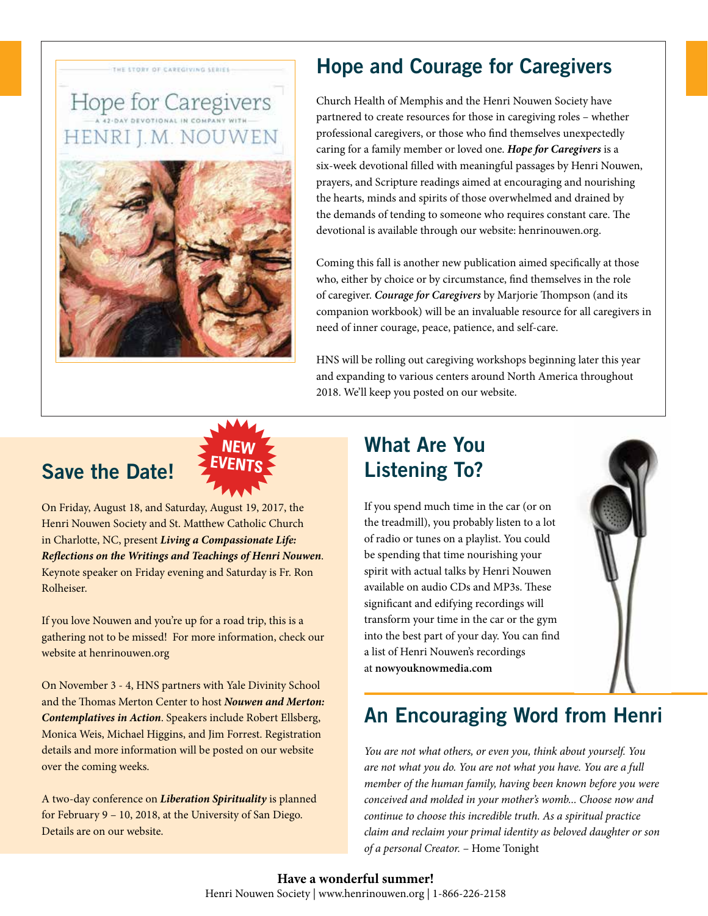## Hope and Courage for Caregivers

Church Health of Memphis and the Henri Nouwen Society have partnered to create resources for those in caregiving roles – whether professional caregivers, or those who find themselves unexpectedly caring for a family member or loved one. ***Hope for Caregivers*** is a six-week devotional filled with meaningful passages by Henri Nouwen, prayers, and Scripture readings aimed at encouraging and nourishing the hearts, minds and spirits of those overwhelmed and drained by the demands of tending to someone who requires constant care. The devotional is available through our website: henrinouwen.org.

Coming this fall is another new publication aimed specifically at those who, either by choice or by circumstance, find themselves in the role of caregiver. ***Courage for Caregivers*** by Marjorie Thompson (and its companion workbook) will be an invaluable resource for all caregivers in need of inner courage, peace, patience, and self-care.

HNS will be rolling out caregiving workshops beginning later this year and expanding to various centers around North America throughout 2018. We'll keep you posted on our website.

## Save the Date!

NEW EVENTS

On Friday, August 18, and Saturday, August 19, 2017, the Henri Nouwen Society and St. Matthew Catholic Church in Charlotte, NC, present ***Living a Compassionate Life: Reflections on the Writings and Teachings of Henri Nouwen***. Keynote speaker on Friday evening and Saturday is Fr. Ron Rolheiser.

If you love Nouwen and you're up for a road trip, this is a gathering not to be missed! For more information, check our website at henrinouwen.org

On November 3 - 4, HNS partners with Yale Divinity School and the Thomas Merton Center to host ***Nouwen and Merton: Contemplatives in Action***. Speakers include Robert Ellsberg, Monica Weis, Michael Higgins, and Jim Forrest. Registration details and more information will be posted on our website over the coming weeks.

A two-day conference on ***Liberation Spirituality*** is planned for February 9 – 10, 2018, at the University of San Diego. Details are on our website.

## What Are You Listening To?

If you spend much time in the car (or on the treadmill), you probably listen to a lot of radio or tunes on a playlist. You could be spending that time nourishing your spirit with actual talks by Henri Nouwen available on audio CDs and MP3s. These significant and edifying recordings will transform your time in the car or the gym into the best part of your day. You can find a list of Henri Nouwen's recordings at **nowyouknowmedia.com**

## An Encouraging Word from Henri

*You are not what others, or even you, think about yourself. You are not what you do. You are not what you have. You are a full member of the human family, having been known before you were conceived and molded in your mother's womb... Choose now and continue to choose this incredible truth. As a spiritual practice claim and reclaim your primal identity as beloved daughter or son of a personal Creator.* – Home Tonight

**Have a wonderful summer!**

Henri Nouwen Society | www.henrinouwen.org | 1-866-226-2158